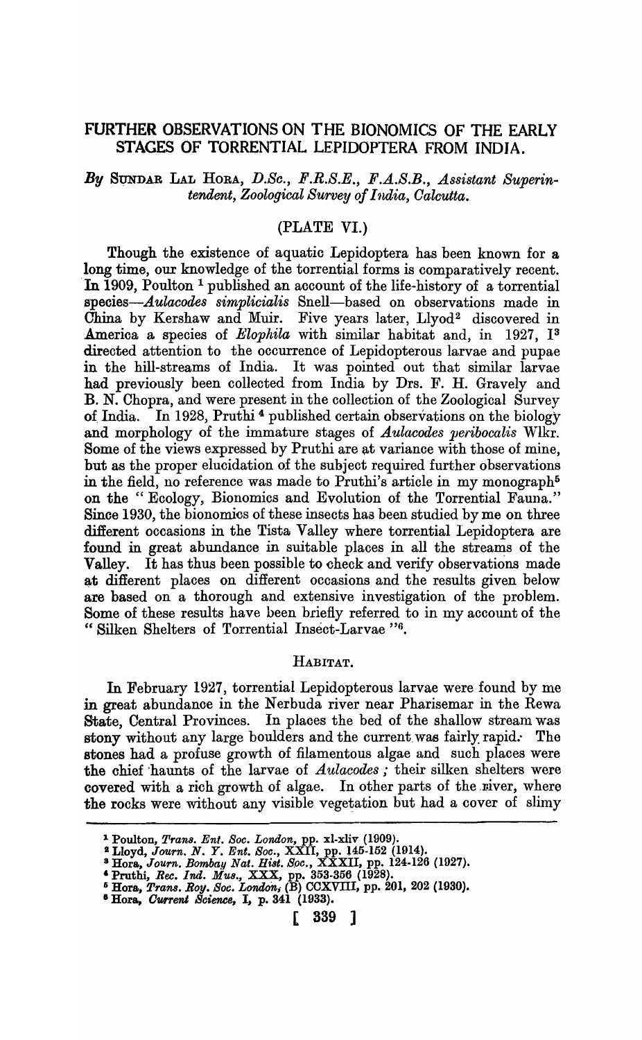# FURTHER OBSERVATIONS ON THE BIONOMICS OF THE EARLY STAGES OF TORRENTIAL LEPIDOPTERA FROM INDIA.

*By* SUNDAR LAL HORA, *D.Sc., F.R.S.E., F.A.S.B., Assistant Superintendent, Zoological Survey of India, Calcutta.*

(PLATE VI.)

Though the existence of aquatic Lepidoptera has been known for a long time, our knowledge of the torrential forms is comparatively recent. In 1909, Poulton [1] published an account of the life-history of a torrential species—*Aulacodes simplicialis* Snell—based on observations made in China by Kershaw and Muir. Five years later, Llyod[2] discovered in America a species of *Elophila* with similar habitat and, in 1927, I[3] directed attention to the occurrence of Lepidopterous larvae and pupae in the hill-streams of India. It was pointed out that similar larvae had previously been collected from India by Drs. F. H. Gravely and B. N. Chopra, and were present in the collection of the Zoological Survey of India. In 1928, Pruthi [4] published certain observations on the biology and morphology of the immature stages of *Aulacodes peribocalis* Wlkr. Some of the views expressed by Pruthi are at variance with those of mine, but as the proper elucidation of the subject required further observations in the field, no reference was made to Pruthi's article in my monograph[5] on the "Ecology, Bionomics and Evolution of the Torrential Fauna." Since 1930, the bionomics of these insects has been studied by me on three different occasions in the Tista Valley where torrential Lepidoptera are found in great abundance in suitable places in all the streams of the Valley. It has thus been possible to check and verify observations made at different places on different occasions and the results given below are based on a thorough and extensive investigation of the problem. Some of these results have been briefly referred to in my account of the "Silken Shelters of Torrential Insect-Larvae"[6].

## HABITAT.

In February 1927, torrential Lepidopterous larvae were found by me in great abundance in the Nerbuda river near Pharisemar in the Rewa State, Central Provinces. In places the bed of the shallow stream was stony without any large boulders and the current was fairly rapid. The stones had a profuse growth of filamentous algae and such places were the chief haunts of the larvae of *Aulacodes*; their silken shelters were covered with a rich growth of algae. In other parts of the river, where the rocks were without any visible vegetation but had a cover of slimy

---

[1] Poulton, *Trans. Ent. Soc. London*, pp. xl-xliv (1909).
[2] Lloyd, *Journ. N. Y. Ent. Soc.*, XXII, pp. 145-152 (1914).
[3] Hora, *Journ. Bombay Nat. Hist. Soc.*, XXXII, pp. 124-126 (1927).
[4] Pruthi, *Rec. Ind. Mus.*, XXX, pp. 353-356 (1928).
[5] Hora, *Trans. Roy. Soc. London*, (B) CCXVIII, pp. 201, 202 (1930).
[6] Hora, *Current Science*, I, p. 341 (1933).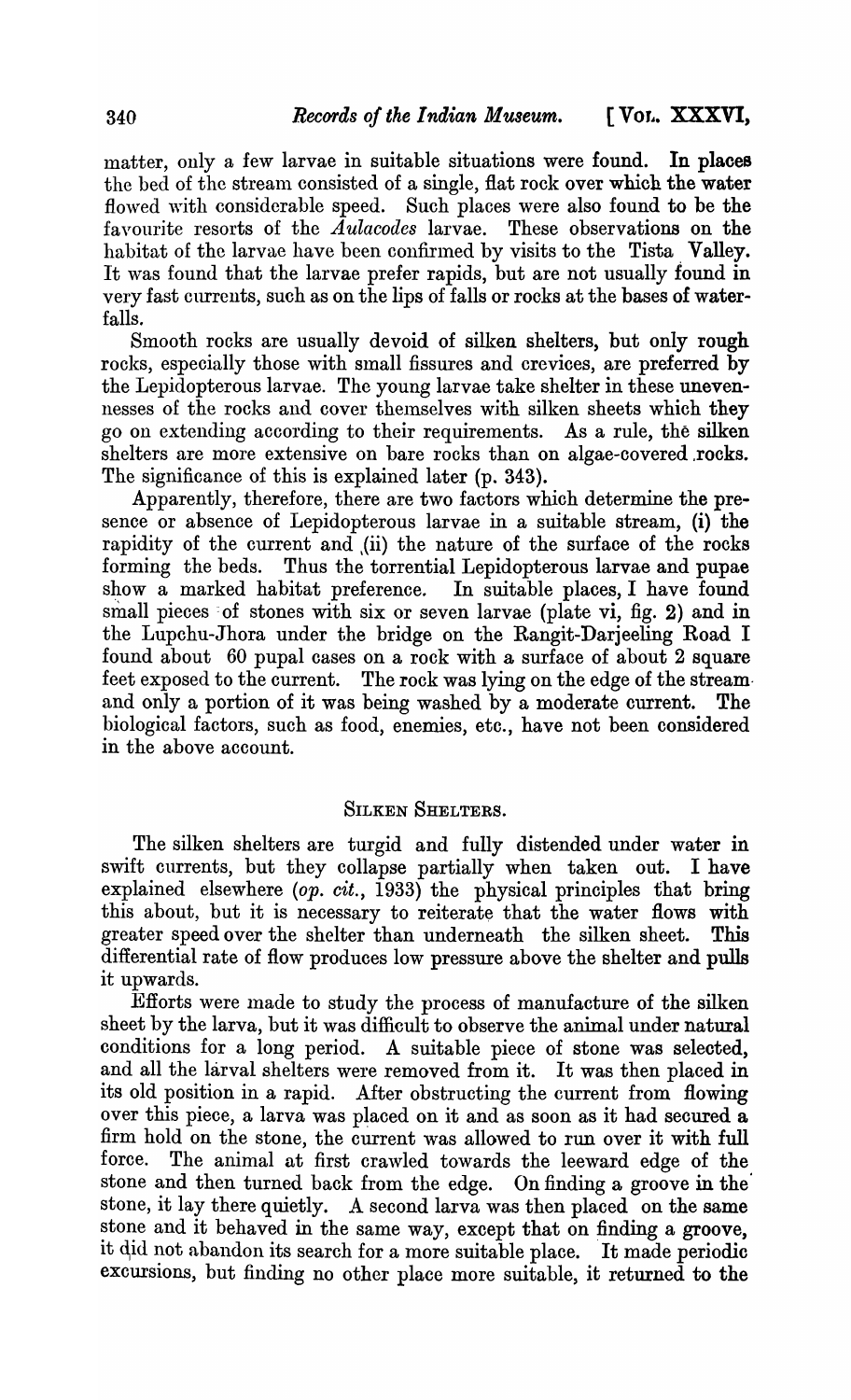matter, only a few larvae in suitable situations were found. In places the bed of the stream consisted of a single, flat rock over which the water flowed with considerable speed. Such places were also found to be the favourite resorts of the *Aulacodes* larvae. These observations on the habitat of the larvae have been confirmed by visits to the Tista Valley. It was found that the larvae prefer rapids, but are not usually found in very fast currents, such as on the lips of falls or rocks at the bases of waterfalls.

Smooth rocks are usually devoid of silken shelters, but only rough rocks, especially those with small fissures and crevices, are preferred by the Lepidopterous larvae. The young larvae take shelter in these unevennesses of the rocks and cover themselves with silken sheets which they go on extending according to their requirements. As a rule, the silken shelters are more extensive on bare rocks than on algae-covered rocks. The significance of this is explained later (p. 343).

Apparently, therefore, there are two factors which determine the presence or absence of Lepidopterous larvae in a suitable stream, (i) the rapidity of the current and (ii) the nature of the surface of the rocks forming the beds. Thus the torrential Lepidopterous larvae and pupae show a marked habitat preference. In suitable places, I have found small pieces of stones with six or seven larvae (plate vi, fig. 2) and in the Lupchu-Jhora under the bridge on the Rangit-Darjeeling Road I found about 60 pupal cases on a rock with a surface of about 2 square feet exposed to the current. The rock was lying on the edge of the stream and only a portion of it was being washed by a moderate current. The biological factors, such as food, enemies, etc., have not been considered in the above account.

## Silken Shelters.

The silken shelters are turgid and fully distended under water in swift currents, but they collapse partially when taken out. I have explained elsewhere (*op. cit.*, 1933) the physical principles that bring this about, but it is necessary to reiterate that the water flows with greater speed over the shelter than underneath the silken sheet. This differential rate of flow produces low pressure above the shelter and pulls it upwards.

Efforts were made to study the process of manufacture of the silken sheet by the larva, but it was difficult to observe the animal under natural conditions for a long period. A suitable piece of stone was selected, and all the larval shelters were removed from it. It was then placed in its old position in a rapid. After obstructing the current from flowing over this piece, a larva was placed on it and as soon as it had secured a firm hold on the stone, the current was allowed to run over it with full force. The animal at first crawled towards the leeward edge of the stone and then turned back from the edge. On finding a groove in the stone, it lay there quietly. A second larva was then placed on the same stone and it behaved in the same way, except that on finding a groove, it did not abandon its search for a more suitable place. It made periodic excursions, but finding no other place more suitable, it returned to the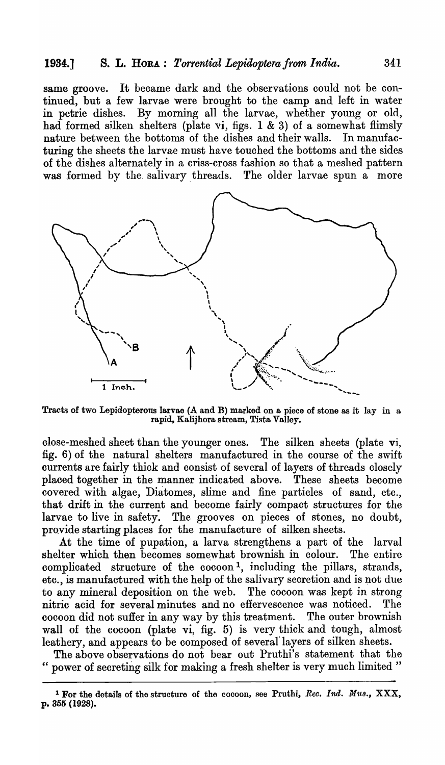same groove. It became dark and the observations could not be continued, but a few larvae were brought to the camp and left in water in petrie dishes. By morning all the larvae, whether young or old, had formed silken shelters (plate vi, figs. 1 & 3) of a somewhat flimsly nature between the bottoms of the dishes and their walls. In manufacturing the sheets the larvae must have touched the bottoms and the sides of the dishes alternately in a criss-cross fashion so that a meshed pattern was formed by the salivary threads. The older larvae spun a more close-meshed sheet than the younger ones. The silken sheets (plate vi, fig. 6) of the natural shelters manufactured in the course of the swift currents are fairly thick and consist of several of layers of threads closely placed together in the manner indicated above. These sheets become covered with algae, Diatomes, slime and fine particles of sand, etc., that drift in the current and become fairly compact structures for the larvae to live in safety. The grooves on pieces of stones, no doubt, provide starting places for the manufacture of silken sheets.

Tracts of two Lepidopterous larvae (A and B) marked on a piece of stone as it lay in a rapid, Kalijhora stream, Tista Valley.

At the time of pupation, a larva strengthens a part of the larval shelter which then becomes somewhat brownish in colour. The entire complicated structure of the cocoon [1], including the pillars, strands, etc., is manufactured with the help of the salivary secretion and is not due to any mineral deposition on the web. The cocoon was kept in strong nitric acid for several minutes and no effervescence was noticed. The cocoon did not suffer in any way by this treatment. The outer brownish wall of the cocoon (plate vi, fig. 5) is very thick and tough, almost leathery, and appears to be composed of several layers of silken sheets.

The above observations do not bear out Pruthi's statement that the "power of secreting silk for making a fresh shelter is very much limited"

[1] For the details of the structure of the cocoon, see Pruthi, *Rec. Ind. Mus.*, XXX, p. 355 (1928).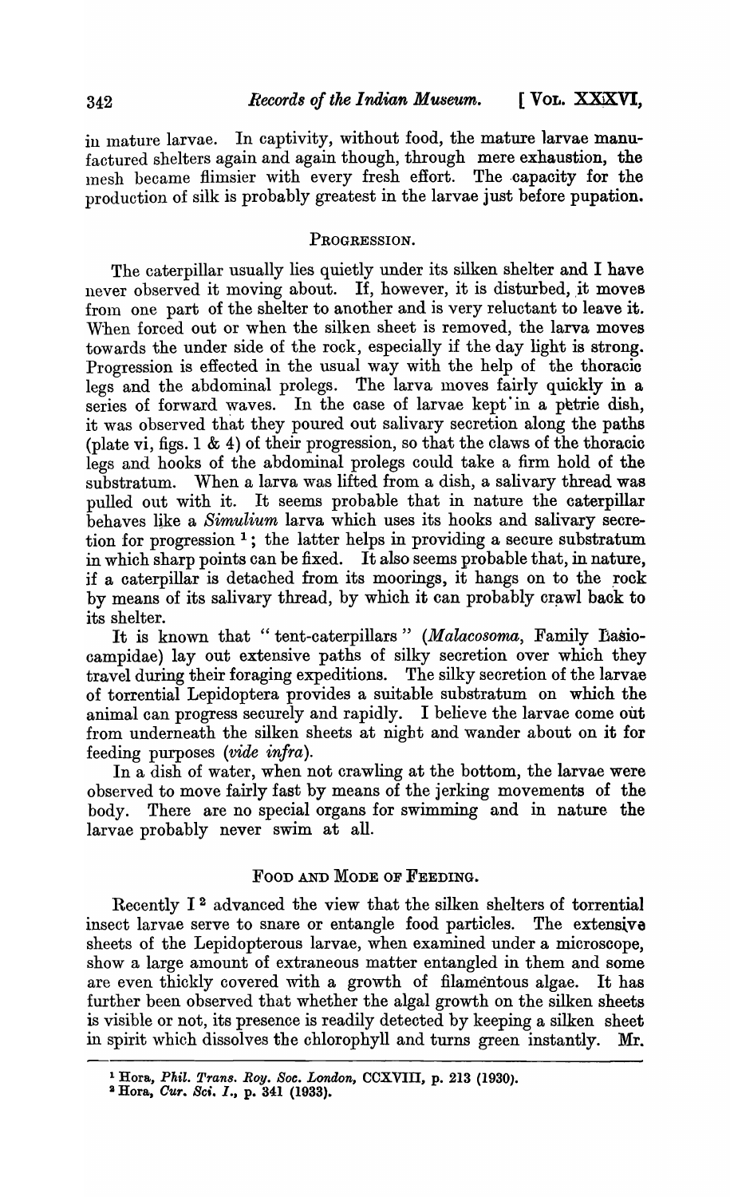in mature larvae. In captivity, without food, the mature larvae manufactured shelters again and again though, through mere exhaustion, the mesh became flimsier with every fresh effort. The capacity for the production of silk is probably greatest in the larvae just before pupation.

## PROGRESSION.

The caterpillar usually lies quietly under its silken shelter and I have never observed it moving about. If, however, it is disturbed, it moves from one part of the shelter to another and is very reluctant to leave it. When forced out or when the silken sheet is removed, the larva moves towards the under side of the rock, especially if the day light is strong. Progression is effected in the usual way with the help of the thoracic legs and the abdominal prolegs. The larva moves fairly quickly in a series of forward waves. In the case of larvae kept in a pètrie dish, it was observed that they poured out salivary secretion along the paths (plate vi, figs. 1 & 4) of their progression, so that the claws of the thoracic legs and hooks of the abdominal prolegs could take a firm hold of the substratum. When a larva was lifted from a dish, a salivary thread was pulled out with it. It seems probable that in nature the caterpillar behaves like a *Simulium* larva which uses its hooks and salivary secretion for progression [1]; the latter helps in providing a secure substratum in which sharp points can be fixed. It also seems probable that, in nature, if a caterpillar is detached from its moorings, it hangs on to the rock by means of its salivary thread, by which it can probably crawl back to its shelter.

It is known that "tent-caterpillars" (*Malacosoma*, Family Lasiocampidae) lay out extensive paths of silky secretion over which they travel during their foraging expeditions. The silky secretion of the larvae of torrential Lepidoptera provides a suitable substratum on which the animal can progress securely and rapidly. I believe the larvae come out from underneath the silken sheets at night and wander about on it for feeding purposes (*vide infra*).

In a dish of water, when not crawling at the bottom, the larvae were observed to move fairly fast by means of the jerking movements of the body. There are no special organs for swimming and in nature the larvae probably never swim at all.

## FOOD AND MODE OF FEEDING.

Recently I [2] advanced the view that the silken shelters of torrential insect larvae serve to snare or entangle food particles. The extensive sheets of the Lepidopterous larvae, when examined under a microscope, show a large amount of extraneous matter entangled in them and some are even thickly covered with a growth of filamentous algae. It has further been observed that whether the algal growth on the silken sheets is visible or not, its presence is readily detected by keeping a silken sheet in spirit which dissolves the chlorophyll and turns green instantly. Mr.

---

[1] Hora, *Phil. Trans. Roy. Soc. London*, CCXVIII, p. 213 (1930).

[2] Hora, *Cur. Sci. I.*, p. 341 (1933).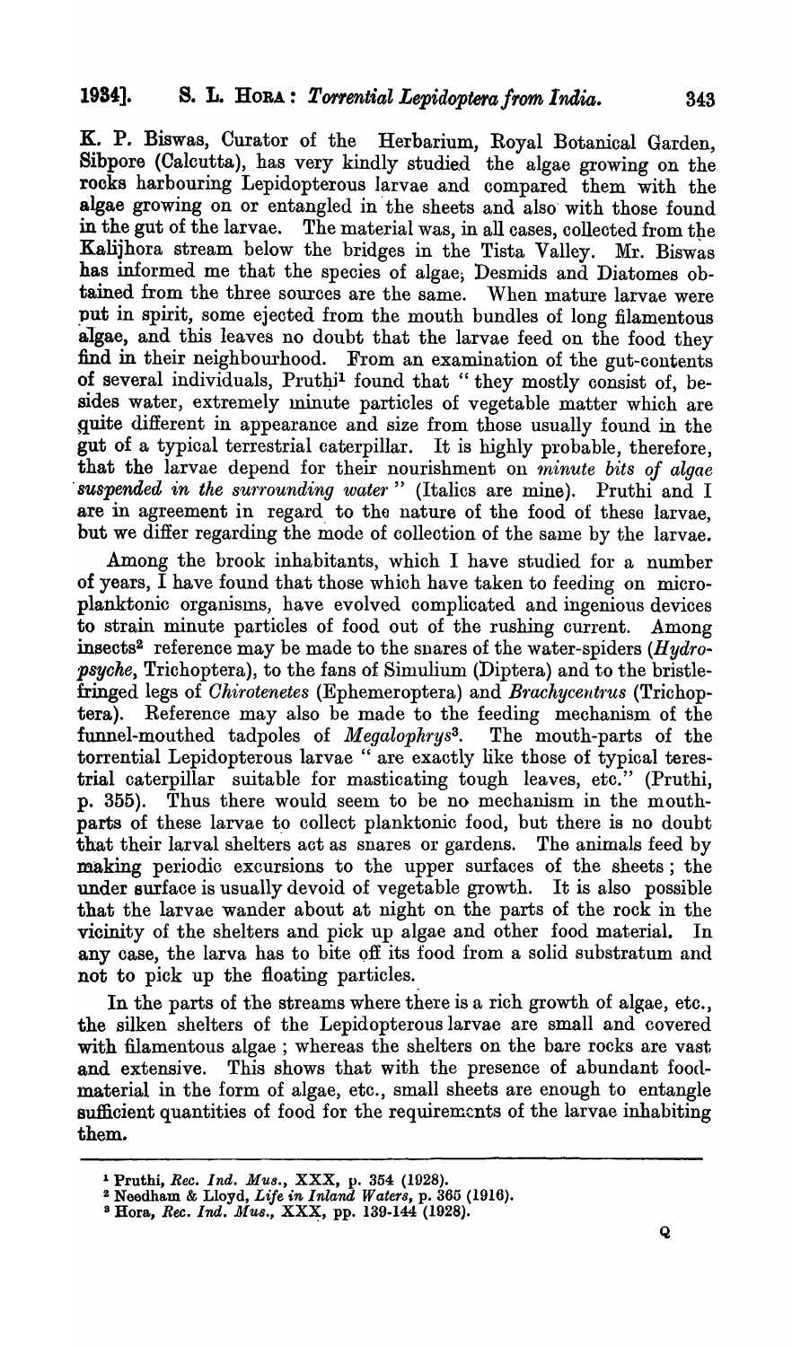K. P. Biswas, Curator of the Herbarium, Royal Botanical Garden, Sibpore (Calcutta), has very kindly studied the algae growing on the rocks harbouring Lepidopterous larvae and compared them with the algae growing on or entangled in the sheets and also with those found in the gut of the larvae. The material was, in all cases, collected from the Kalijhora stream below the bridges in the Tista Valley. Mr. Biswas has informed me that the species of algae, Desmids and Diatomes obtained from the three sources are the same. When mature larvae were put in spirit, some ejected from the mouth bundles of long filamentous algae, and this leaves no doubt that the larvae feed on the food they find in their neighbourhood. From an examination of the gut-contents of several individuals, Pruthi[1] found that "they mostly consist of, besides water, extremely minute particles of vegetable matter which are quite different in appearance and size from those usually found in the gut of a typical terrestrial caterpillar. It is highly probable, therefore, that the larvae depend for their nourishment on *minute bits of algae suspended in the surrounding water*" (Italics are mine). Pruthi and I are in agreement in regard to the nature of the food of these larvae, but we differ regarding the mode of collection of the same by the larvae.

Among the brook inhabitants, which I have studied for a number of years, I have found that those which have taken to feeding on microplanktonic organisms, have evolved complicated and ingenious devices to strain minute particles of food out of the rushing current. Among insects[2] reference may be made to the snares of the water-spiders (*Hydropsyche*, Trichoptera), to the fans of Simulium (Diptera) and to the bristle-fringed legs of *Chirotenetes* (Ephemeroptera) and *Brachycentrus* (Trichoptera). Reference may also be made to the feeding mechanism of the funnel-mouthed tadpoles of *Megalophrys*[3]. The mouth-parts of the torrential Lepidopterous larvae "are exactly like those of typical terestrial caterpillar suitable for masticating tough leaves, etc." (Pruthi, p. 355). Thus there would seem to be no mechanism in the mouthparts of these larvae to collect planktonic food, but there is no doubt that their larval shelters act as snares or gardens. The animals feed by making periodic excursions to the upper surfaces of the sheets; the under surface is usually devoid of vegetable growth. It is also possible that the larvae wander about at night on the parts of the rock in the vicinity of the shelters and pick up algae and other food material. In any case, the larva has to bite off its food from a solid substratum and not to pick up the floating particles.

In the parts of the streams where there is a rich growth of algae, etc., the silken shelters of the Lepidopterous larvae are small and covered with filamentous algae; whereas the shelters on the bare rocks are vast and extensive. This shows that with the presence of abundant food-material in the form of algae, etc., small sheets are enough to entangle sufficient quantities of food for the requirements of the larvae inhabiting them.

---

[1] Pruthi, *Rec. Ind. Mus.*, XXX, p. 354 (1928).

[2] Needham & Lloyd, *Life in Inland Waters*, p. 365 (1916).

[3] Hora, *Rec. Ind. Mus.*, XXX, pp. 139-144 (1928).